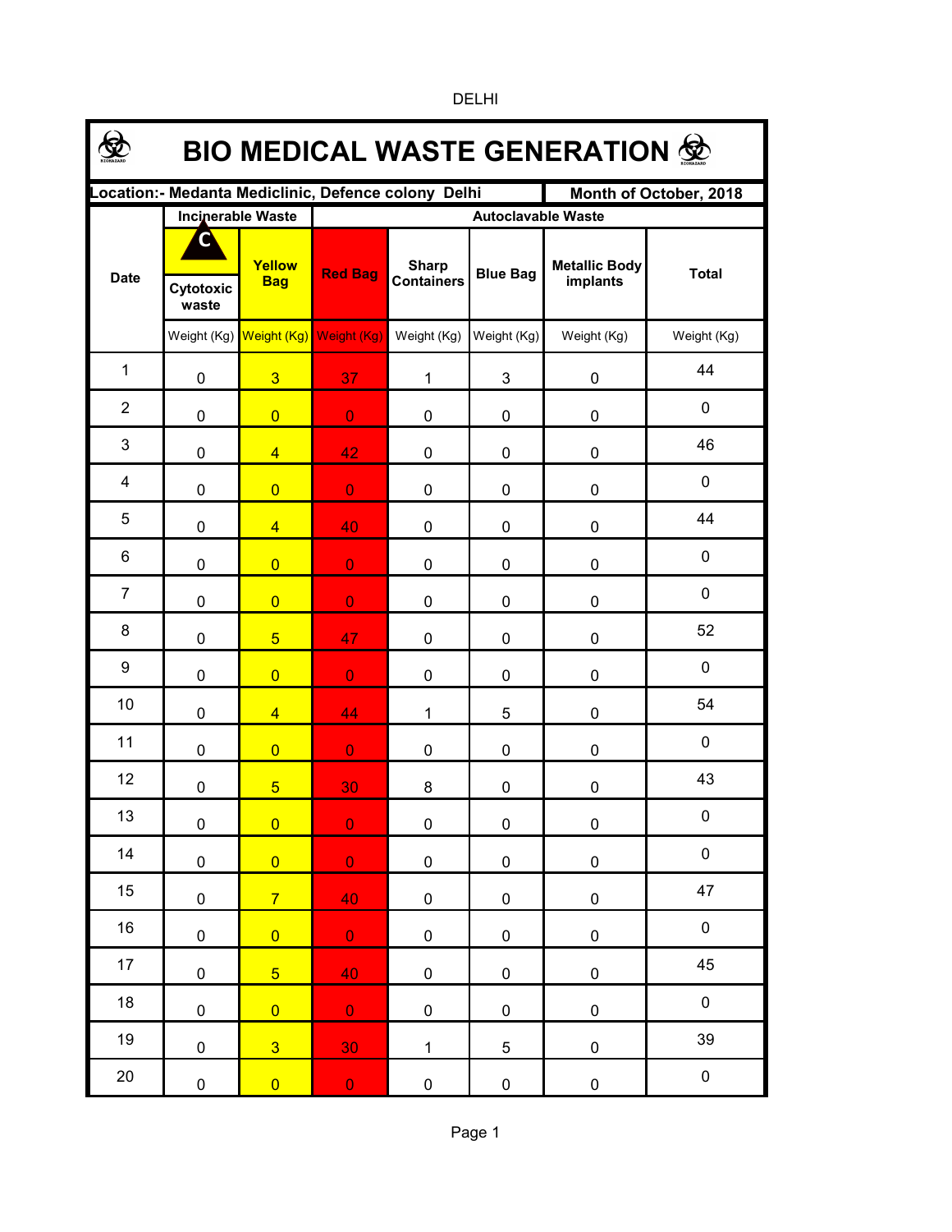DELHI

# BIO MEDICAL WASTE GENERATION

| Location:- Medanta Mediclinic, Defence colony Delhi | | | | | | | Month of October, 2018 |
|---|---|---|---|---|---|---|---|
| Date | Incinerable Waste | | Autoclavable Waste | | | | |
| | C Cytotoxic waste | Yellow Bag | Red Bag | Sharp Containers | Blue Bag | Metallic Body implants | Total |
| | Weight (Kg) | Weight (Kg) | Weight (Kg) | Weight (Kg) | Weight (Kg) | Weight (Kg) | Weight (Kg) |
| 1 | 0 | 3 | 37 | 1 | 3 | 0 | 44 |
| 2 | 0 | 0 | 0 | 0 | 0 | 0 | 0 |
| 3 | 0 | 4 | 42 | 0 | 0 | 0 | 46 |
| 4 | 0 | 0 | 0 | 0 | 0 | 0 | 0 |
| 5 | 0 | 4 | 40 | 0 | 0 | 0 | 44 |
| 6 | 0 | 0 | 0 | 0 | 0 | 0 | 0 |
| 7 | 0 | 0 | 0 | 0 | 0 | 0 | 0 |
| 8 | 0 | 5 | 47 | 0 | 0 | 0 | 52 |
| 9 | 0 | 0 | 0 | 0 | 0 | 0 | 0 |
| 10 | 0 | 4 | 44 | 1 | 5 | 0 | 54 |
| 11 | 0 | 0 | 0 | 0 | 0 | 0 | 0 |
| 12 | 0 | 5 | 30 | 8 | 0 | 0 | 43 |
| 13 | 0 | 0 | 0 | 0 | 0 | 0 | 0 |
| 14 | 0 | 0 | 0 | 0 | 0 | 0 | 0 |
| 15 | 0 | 7 | 40 | 0 | 0 | 0 | 47 |
| 16 | 0 | 0 | 0 | 0 | 0 | 0 | 0 |
| 17 | 0 | 5 | 40 | 0 | 0 | 0 | 45 |
| 18 | 0 | 0 | 0 | 0 | 0 | 0 | 0 |
| 19 | 0 | 3 | 30 | 1 | 5 | 0 | 39 |
| 20 | 0 | 0 | 0 | 0 | 0 | 0 | 0 |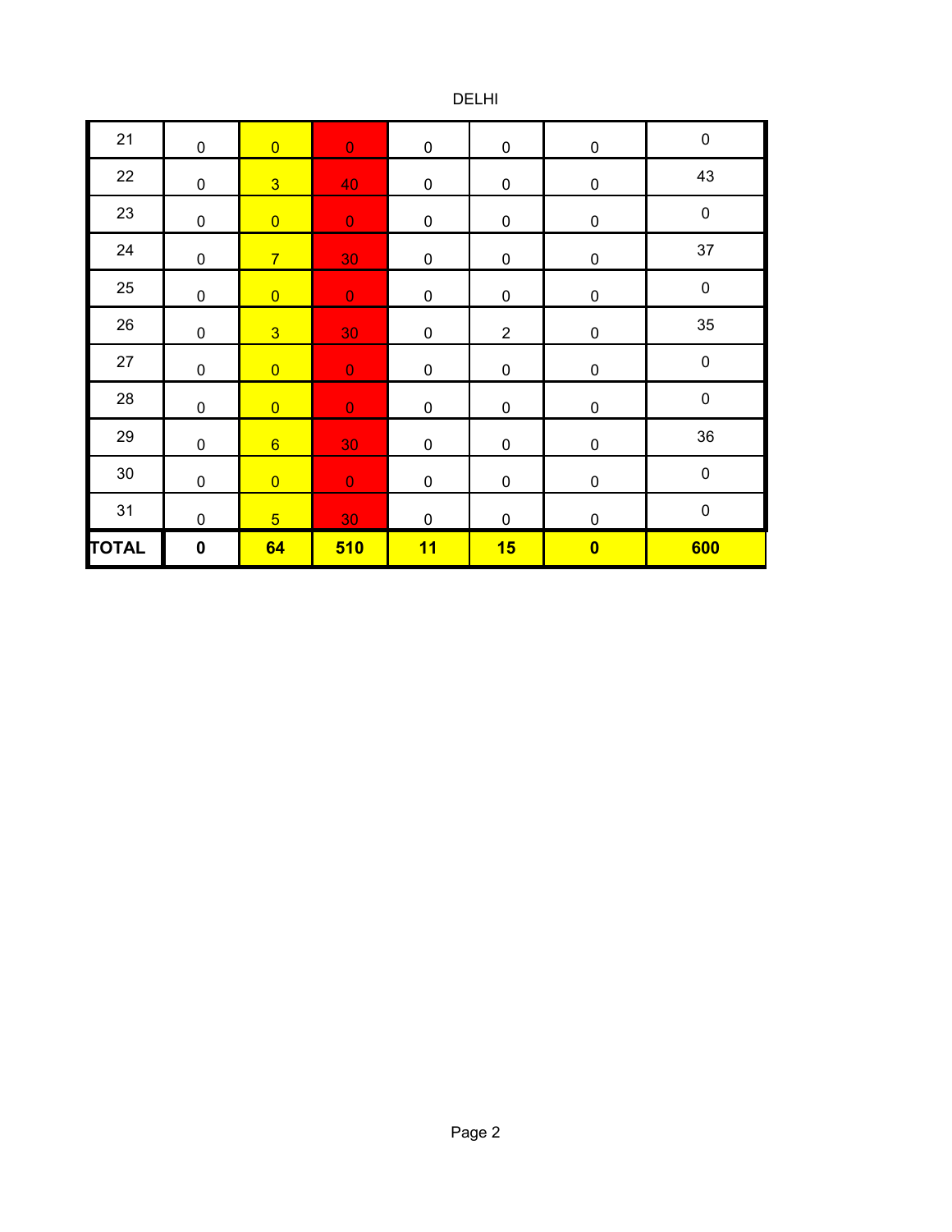DELHI

| | | | | | | | |
|---|---|---|---|---|---|---|---|
| 21 | 0 | 0 | 0 | 0 | 0 | 0 | 0 |
| 22 | 0 | 3 | 40 | 0 | 0 | 0 | 43 |
| 23 | 0 | 0 | 0 | 0 | 0 | 0 | 0 |
| 24 | 0 | 7 | 30 | 0 | 0 | 0 | 37 |
| 25 | 0 | 0 | 0 | 0 | 0 | 0 | 0 |
| 26 | 0 | 3 | 30 | 0 | 2 | 0 | 35 |
| 27 | 0 | 0 | 0 | 0 | 0 | 0 | 0 |
| 28 | 0 | 0 | 0 | 0 | 0 | 0 | 0 |
| 29 | 0 | 6 | 30 | 0 | 0 | 0 | 36 |
| 30 | 0 | 0 | 0 | 0 | 0 | 0 | 0 |
| 31 | 0 | 5 | 30 | 0 | 0 | 0 | 0 |
| **TOTAL** | **0** | **64** | **510** | **11** | **15** | **0** | **600** |